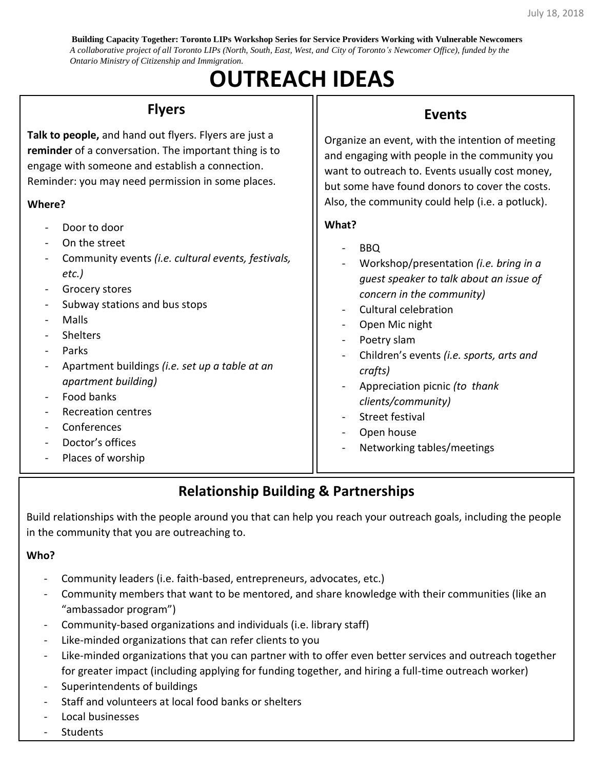July 18, 2018

**Building Capacity Together: Toronto LIPs Workshop Series for Service Providers Working with Vulnerable Newcomers**
*A collaborative project of all Toronto LIPs (North, South, East, West, and City of Toronto's Newcomer Office), funded by the Ontario Ministry of Citizenship and Immigration.*

# OUTREACH IDEAS

## Flyers

**Talk to people,** and hand out flyers. Flyers are just a **reminder** of a conversation. The important thing is to engage with someone and establish a connection. Reminder: you may need permission in some places.

**Where?**

- Door to door
- On the street
- Community events *(i.e. cultural events, festivals, etc.)*
- Grocery stores
- Subway stations and bus stops
- Malls
- Shelters
- Parks
- Apartment buildings *(i.e. set up a table at an apartment building)*
- Food banks
- Recreation centres
- Conferences
- Doctor's offices
- Places of worship

## Events

Organize an event, with the intention of meeting and engaging with people in the community you want to outreach to. Events usually cost money, but some have found donors to cover the costs. Also, the community could help (i.e. a potluck).

**What?**

- BBQ
- Workshop/presentation *(i.e. bring in a guest speaker to talk about an issue of concern in the community)*
- Cultural celebration
- Open Mic night
- Poetry slam
- Children's events *(i.e. sports, arts and crafts)*
- Appreciation picnic *(to thank clients/community)*
- Street festival
- Open house
- Networking tables/meetings

## Relationship Building & Partnerships

Build relationships with the people around you that can help you reach your outreach goals, including the people in the community that you are outreaching to.

**Who?**

- Community leaders (i.e. faith-based, entrepreneurs, advocates, etc.)
- Community members that want to be mentored, and share knowledge with their communities (like an "ambassador program")
- Community-based organizations and individuals (i.e. library staff)
- Like-minded organizations that can refer clients to you
- Like-minded organizations that you can partner with to offer even better services and outreach together for greater impact (including applying for funding together, and hiring a full-time outreach worker)
- Superintendents of buildings
- Staff and volunteers at local food banks or shelters
- Local businesses
- Students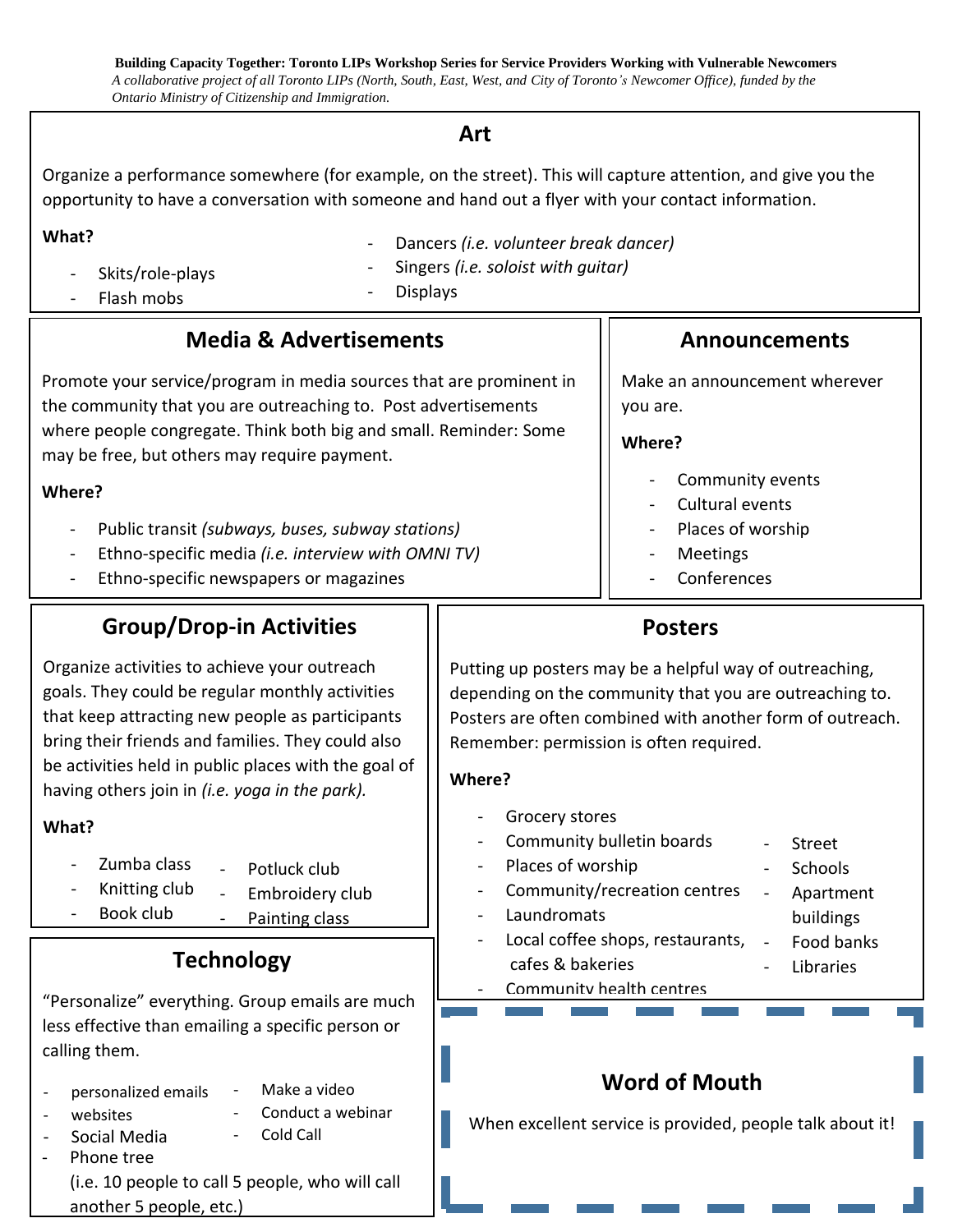**Building Capacity Together: Toronto LIPs Workshop Series for Service Providers Working with Vulnerable Newcomers**
*A collaborative project of all Toronto LIPs (North, South, East, West, and City of Toronto's Newcomer Office), funded by the Ontario Ministry of Citizenship and Immigration.*

## Art

Organize a performance somewhere (for example, on the street). This will capture attention, and give you the opportunity to have a conversation with someone and hand out a flyer with your contact information.

**What?**

- Skits/role-plays
- Flash mobs
- Dancers *(i.e. volunteer break dancer)*
- Singers *(i.e. soloist with guitar)*
- Displays

## Media & Advertisements

Promote your service/program in media sources that are prominent in the community that you are outreaching to. Post advertisements where people congregate. Think both big and small. Reminder: Some may be free, but others may require payment.

**Where?**

- Public transit *(subways, buses, subway stations)*
- Ethno-specific media *(i.e. interview with OMNI TV)*
- Ethno-specific newspapers or magazines

## Announcements

Make an announcement wherever you are.

**Where?**

- Community events
- Cultural events
- Places of worship
- Meetings
- Conferences

## Group/Drop-in Activities

Organize activities to achieve your outreach goals. They could be regular monthly activities that keep attracting new people as participants bring their friends and families. They could also be activities held in public places with the goal of having others join in *(i.e. yoga in the park).*

**What?**

- Zumba class
- Knitting club
- Book club
- Potluck club
- Embroidery club
- Painting class

## Posters

Putting up posters may be a helpful way of outreaching, depending on the community that you are outreaching to. Posters are often combined with another form of outreach. Remember: permission is often required.

**Where?**

- Grocery stores
- Community bulletin boards
- Places of worship
- Community/recreation centres
- Laundromats
- Local coffee shops, restaurants, cafes & bakeries
- Community health centres
- Street
- Schools
- Apartment buildings
- Food banks
- Libraries

## Technology

"Personalize" everything. Group emails are much less effective than emailing a specific person or calling them.

- personalized emails
- websites
- Social Media
- Phone tree (i.e. 10 people to call 5 people, who will call another 5 people, etc.)
- Make a video
- Conduct a webinar
- Cold Call

## Word of Mouth

When excellent service is provided, people talk about it!